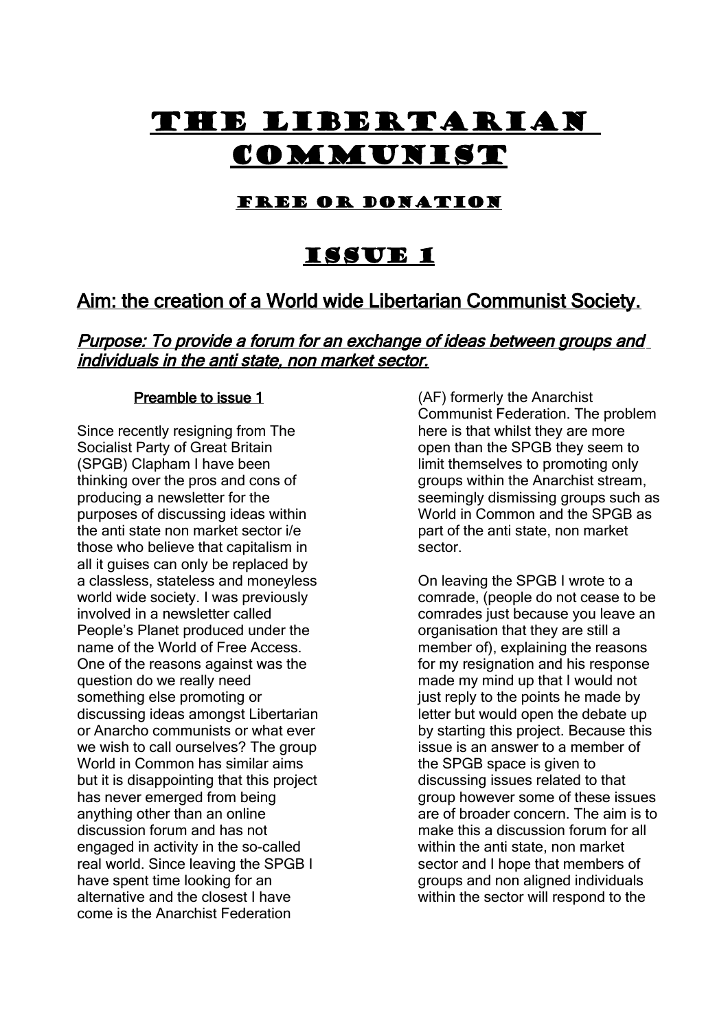# THE LIBERTARIAN COMMUNIST

### FREE OR DONATION

## ISSUE 1

## Aim: the creation of a World wide Libertarian Communist Society.

### *Purpose: To provide a forum for an exchange of ideas between groups and individuals in the anti state, non market sector.*

#### Preamble to issue 1

Since recently resigning from The Socialist Party of Great Britain (SPGB) Clapham I have been thinking over the pros and cons of producing a newsletter for the purposes of discussing ideas within the anti state non market sector i/e those who believe that capitalism in all it guises can only be replaced by a classless, stateless and moneyless world wide society. I was previously involved in a newsletter called People's Planet produced under the name of the World of Free Access. One of the reasons against was the question do we really need something else promoting or discussing ideas amongst Libertarian or Anarcho communists or what ever we wish to call ourselves? The group World in Common has similar aims but it is disappointing that this project has never emerged from being anything other than an online discussion forum and has not engaged in activity in the so-called real world. Since leaving the SPGB I have spent time looking for an alternative and the closest I have come is the Anarchist Federation (AF) formerly the Anarchist Communist Federation. The problem here is that whilst they are more open than the SPGB they seem to limit themselves to promoting only groups within the Anarchist stream, seemingly dismissing groups such as World in Common and the SPGB as part of the anti state, non market sector.

On leaving the SPGB I wrote to a comrade, (people do not cease to be comrades just because you leave an organisation that they are still a member of), explaining the reasons for my resignation and his response made my mind up that I would not just reply to the points he made by letter but would open the debate up by starting this project. Because this issue is an answer to a member of the SPGB space is given to discussing issues related to that group however some of these issues are of broader concern. The aim is to make this a discussion forum for all within the anti state, non market sector and I hope that members of groups and non aligned individuals within the sector will respond to the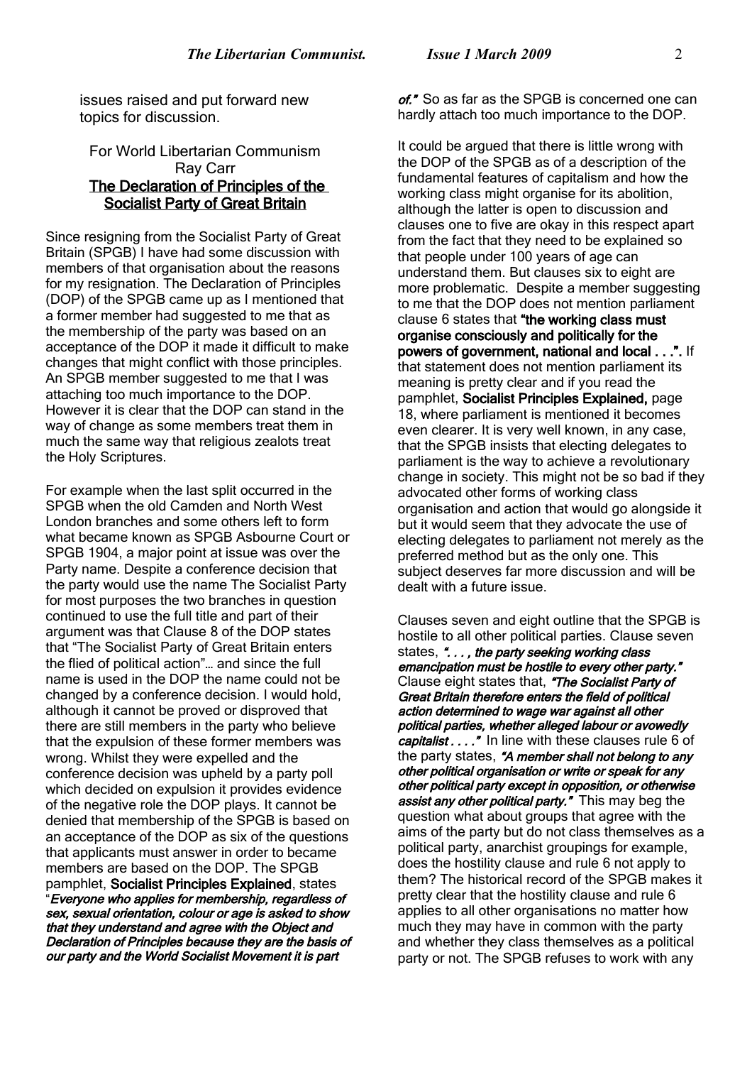issues raised and put forward new topics for discussion.

For World Libertarian Communism
Ray Carr

## The Declaration of Principles of the Socialist Party of Great Britain

Since resigning from the Socialist Party of Great Britain (SPGB) I have had some discussion with members of that organisation about the reasons for my resignation. The Declaration of Principles (DOP) of the SPGB came up as I mentioned that a former member had suggested to me that as the membership of the party was based on an acceptance of the DOP it made it difficult to make changes that might conflict with those principles. An SPGB member suggested to me that I was attaching too much importance to the DOP. However it is clear that the DOP can stand in the way of change as some members treat them in much the same way that religious zealots treat the Holy Scriptures.

For example when the last split occurred in the SPGB when the old Camden and North West London branches and some others left to form what became known as SPGB Asbourne Court or SPGB 1904, a major point at issue was over the Party name. Despite a conference decision that the party would use the name The Socialist Party for most purposes the two branches in question continued to use the full title and part of their argument was that Clause 8 of the DOP states that "The Socialist Party of Great Britain enters the flied of political action"… and since the full name is used in the DOP the name could not be changed by a conference decision. I would hold, although it cannot be proved or disproved that there are still members in the party who believe that the expulsion of these former members was wrong. Whilst they were expelled and the conference decision was upheld by a party poll which decided on expulsion it provides evidence of the negative role the DOP plays. It cannot be denied that membership of the SPGB is based on an acceptance of the DOP as six of the questions that applicants must answer in order to became members are based on the DOP. The SPGB pamphlet, **Socialist Principles Explained**, states "***Everyone who applies for membership, regardless of sex, sexual orientation, colour or age is asked to show that they understand and agree with the Object and Declaration of Principles because they are the basis of our party and the World Socialist Movement it is part of."*** So as far as the SPGB is concerned one can hardly attach too much importance to the DOP.

It could be argued that there is little wrong with the DOP of the SPGB as of a description of the fundamental features of capitalism and how the working class might organise for its abolition, although the latter is open to discussion and clauses one to five are okay in this respect apart from the fact that they need to be explained so that people under 100 years of age can understand them. But clauses six to eight are more problematic. Despite a member suggesting to me that the DOP does not mention parliament clause 6 states that **"the working class must organise consciously and politically for the powers of government, national and local . . .".** If that statement does not mention parliament its meaning is pretty clear and if you read the pamphlet, **Socialist Principles Explained,** page 18, where parliament is mentioned it becomes even clearer. It is very well known, in any case, that the SPGB insists that electing delegates to parliament is the way to achieve a revolutionary change in society. This might not be so bad if they advocated other forms of working class organisation and action that would go alongside it but it would seem that they advocate the use of electing delegates to parliament not merely as the preferred method but as the only one. This subject deserves far more discussion and will be dealt with a future issue.

Clauses seven and eight outline that the SPGB is hostile to all other political parties. Clause seven states, ***". . . , the party seeking working class emancipation must be hostile to every other party."*** Clause eight states that, ***"The Socialist Party of Great Britain therefore enters the field of political action determined to wage war against all other political parties, whether alleged labour or avowedly capitalist . . . ."*** In line with these clauses rule 6 of the party states, ***"A member shall not belong to any other political organisation or write or speak for any other political party except in opposition, or otherwise assist any other political party."*** This may beg the question what about groups that agree with the aims of the party but do not class themselves as a political party, anarchist groupings for example, does the hostility clause and rule 6 not apply to them? The historical record of the SPGB makes it pretty clear that the hostility clause and rule 6 applies to all other organisations no matter how much they may have in common with the party and whether they class themselves as a political party or not. The SPGB refuses to work with any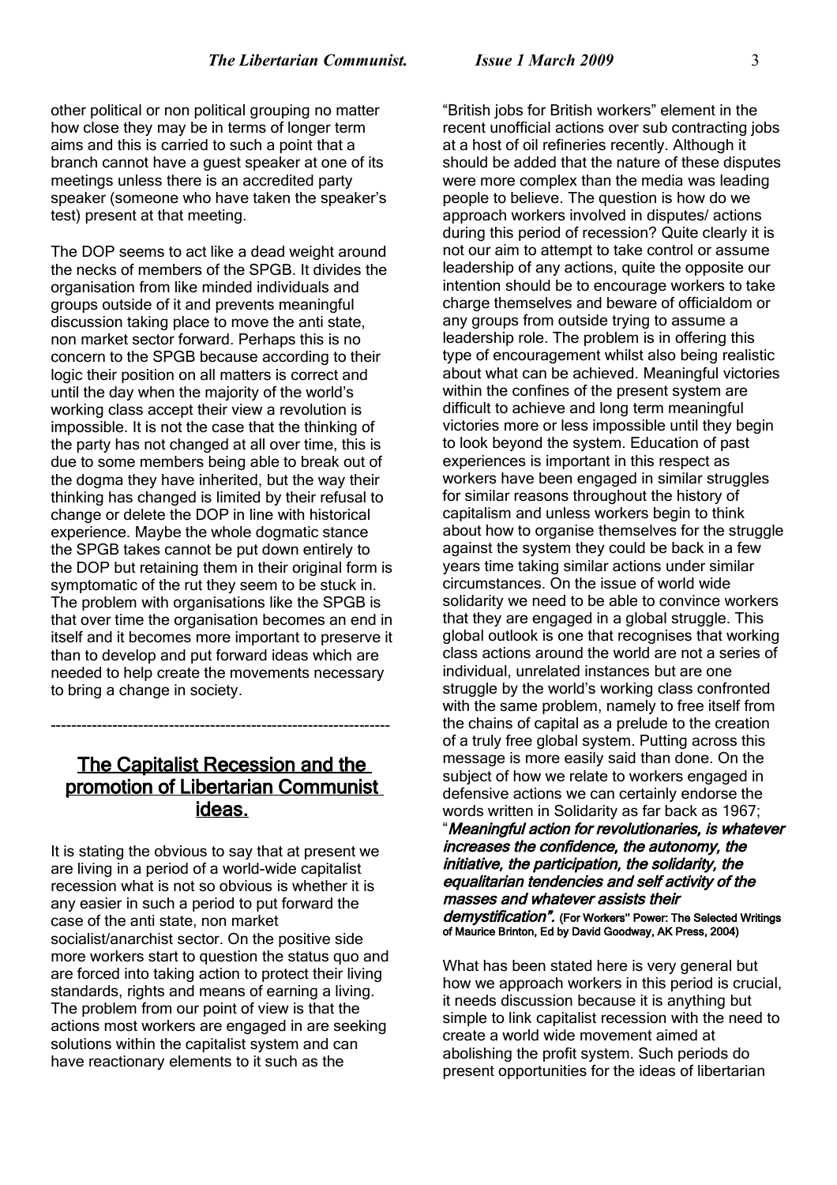other political or non political grouping no matter how close they may be in terms of longer term aims and this is carried to such a point that a branch cannot have a guest speaker at one of its meetings unless there is an accredited party speaker (someone who have taken the speaker's test) present at that meeting.

The DOP seems to act like a dead weight around the necks of members of the SPGB. It divides the organisation from like minded individuals and groups outside of it and prevents meaningful discussion taking place to move the anti state, non market sector forward. Perhaps this is no concern to the SPGB because according to their logic their position on all matters is correct and until the day when the majority of the world's working class accept their view a revolution is impossible. It is not the case that the thinking of the party has not changed at all over time, this is due to some members being able to break out of the dogma they have inherited, but the way their thinking has changed is limited by their refusal to change or delete the DOP in line with historical experience. Maybe the whole dogmatic stance the SPGB takes cannot be put down entirely to the DOP but retaining them in their original form is symptomatic of the rut they seem to be stuck in. The problem with organisations like the SPGB is that over time the organisation becomes an end in itself and it becomes more important to preserve it than to develop and put forward ideas which are needed to help create the movements necessary to bring a change in society.

---

## The Capitalist Recession and the promotion of Libertarian Communist ideas.

It is stating the obvious to say that at present we are living in a period of a world-wide capitalist recession what is not so obvious is whether it is any easier in such a period to put forward the case of the anti state, non market socialist/anarchist sector. On the positive side more workers start to question the status quo and are forced into taking action to protect their living standards, rights and means of earning a living. The problem from our point of view is that the actions most workers are engaged in are seeking solutions within the capitalist system and can have reactionary elements to it such as the "British jobs for British workers" element in the recent unofficial actions over sub contracting jobs at a host of oil refineries recently. Although it should be added that the nature of these disputes were more complex than the media was leading people to believe. The question is how do we approach workers involved in disputes/ actions during this period of recession? Quite clearly it is not our aim to attempt to take control or assume leadership of any actions, quite the opposite our intention should be to encourage workers to take charge themselves and beware of officialdom or any groups from outside trying to assume a leadership role. The problem is in offering this type of encouragement whilst also being realistic about what can be achieved. Meaningful victories within the confines of the present system are difficult to achieve and long term meaningful victories more or less impossible until they begin to look beyond the system. Education of past experiences is important in this respect as workers have been engaged in similar struggles for similar reasons throughout the history of capitalism and unless workers begin to think about how to organise themselves for the struggle against the system they could be back in a few years time taking similar actions under similar circumstances. On the issue of world wide solidarity we need to be able to convince workers that they are engaged in a global struggle. This global outlook is one that recognises that working class actions around the world are not a series of individual, unrelated instances but are one struggle by the world's working class confronted with the same problem, namely to free itself from the chains of capital as a prelude to the creation of a truly free global system. Putting across this message is more easily said than done. On the subject of how we relate to workers engaged in defensive actions we can certainly endorse the words written in Solidarity as far back as 1967; "***Meaningful action for revolutionaries, is whatever increases the confidence, the autonomy, the initiative, the participation, the solidarity, the equalitarian tendencies and self activity of the masses and whatever assists their demystification".*** **(For Workers" Power: The Selected Writings of Maurice Brinton, Ed by David Goodway, AK Press, 2004)**

What has been stated here is very general but how we approach workers in this period is crucial, it needs discussion because it is anything but simple to link capitalist recession with the need to create a world wide movement aimed at abolishing the profit system. Such periods do present opportunities for the ideas of libertarian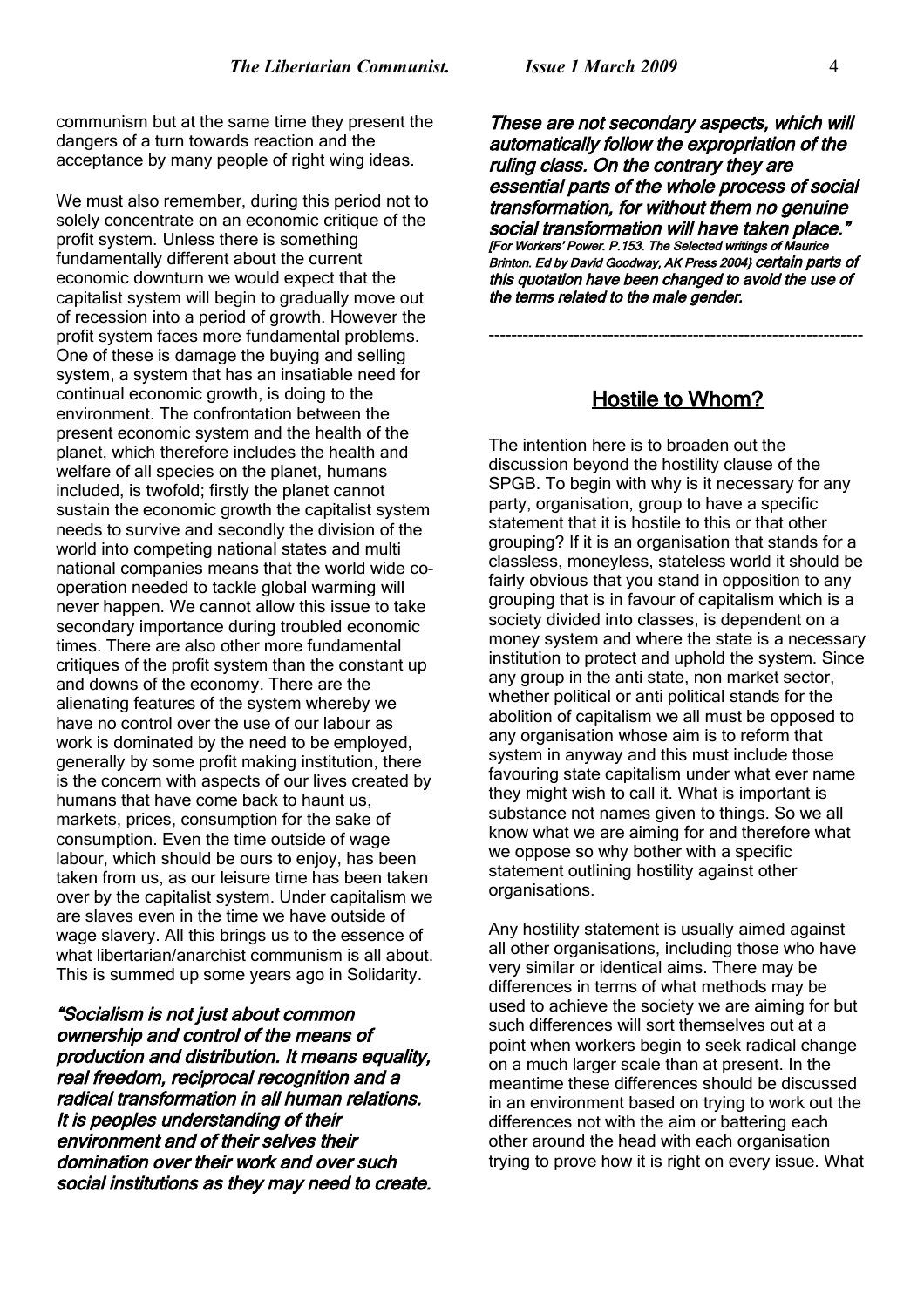communism but at the same time they present the dangers of a turn towards reaction and the acceptance by many people of right wing ideas.

We must also remember, during this period not to solely concentrate on an economic critique of the profit system. Unless there is something fundamentally different about the current economic downturn we would expect that the capitalist system will begin to gradually move out of recession into a period of growth. However the profit system faces more fundamental problems. One of these is damage the buying and selling system, a system that has an insatiable need for continual economic growth, is doing to the environment. The confrontation between the present economic system and the health of the planet, which therefore includes the health and welfare of all species on the planet, humans included, is twofold; firstly the planet cannot sustain the economic growth the capitalist system needs to survive and secondly the division of the world into competing national states and multi national companies means that the world wide co-operation needed to tackle global warming will never happen. We cannot allow this issue to take secondary importance during troubled economic times. There are also other more fundamental critiques of the profit system than the constant up and downs of the economy. There are the alienating features of the system whereby we have no control over the use of our labour as work is dominated by the need to be employed, generally by some profit making institution, there is the concern with aspects of our lives created by humans that have come back to haunt us, markets, prices, consumption for the sake of consumption. Even the time outside of wage labour, which should be ours to enjoy, has been taken from us, as our leisure time has been taken over by the capitalist system. Under capitalism we are slaves even in the time we have outside of wage slavery. All this brings us to the essence of what libertarian/anarchist communism is all about. This is summed up some years ago in Solidarity.

***"Socialism is not just about common ownership and control of the means of production and distribution. It means equality, real freedom, reciprocal recognition and a radical transformation in all human relations. It is peoples understanding of their environment and of their selves their domination over their work and over such social institutions as they may need to create. These are not secondary aspects, which will automatically follow the expropriation of the ruling class. On the contrary they are essential parts of the whole process of social transformation, for without them no genuine social transformation will have taken place."***
*[For Workers' Power. P.153. The Selected writings of Maurice Brinton. Ed by David Goodway, AK Press 2004}* ***certain parts of this quotation have been changed to avoid the use of the terms related to the male gender.***

---

## Hostile to Whom?

The intention here is to broaden out the discussion beyond the hostility clause of the SPGB. To begin with why is it necessary for any party, organisation, group to have a specific statement that it is hostile to this or that other grouping? If it is an organisation that stands for a classless, moneyless, stateless world it should be fairly obvious that you stand in opposition to any grouping that is in favour of capitalism which is a society divided into classes, is dependent on a money system and where the state is a necessary institution to protect and uphold the system. Since any group in the anti state, non market sector, whether political or anti political stands for the abolition of capitalism we all must be opposed to any organisation whose aim is to reform that system in anyway and this must include those favouring state capitalism under what ever name they might wish to call it. What is important is substance not names given to things. So we all know what we are aiming for and therefore what we oppose so why bother with a specific statement outlining hostility against other organisations.

Any hostility statement is usually aimed against all other organisations, including those who have very similar or identical aims. There may be differences in terms of what methods may be used to achieve the society we are aiming for but such differences will sort themselves out at a point when workers begin to seek radical change on a much larger scale than at present. In the meantime these differences should be discussed in an environment based on trying to work out the differences not with the aim or battering each other around the head with each organisation trying to prove how it is right on every issue. What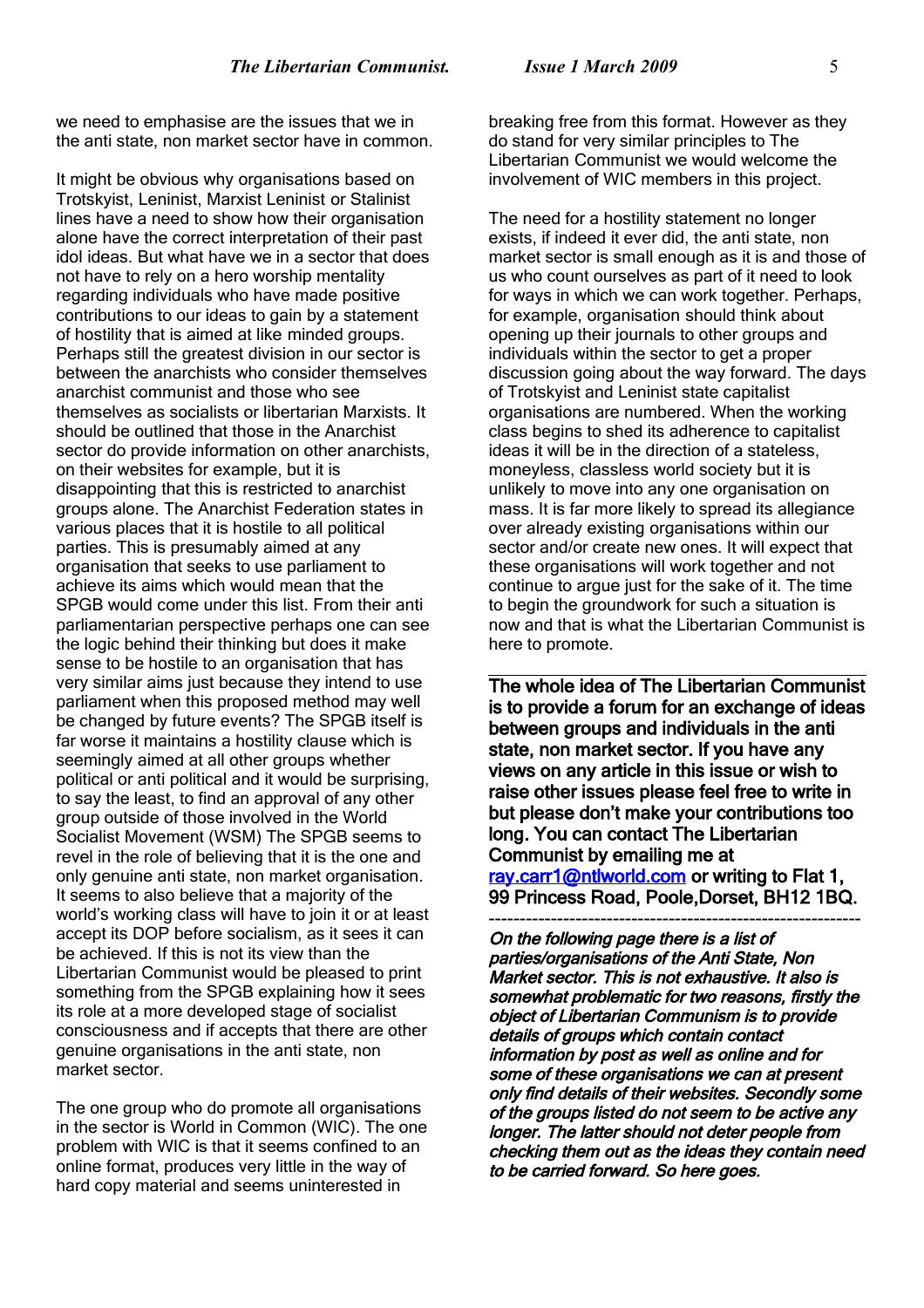we need to emphasise are the issues that we in the anti state, non market sector have in common.

It might be obvious why organisations based on Trotskyist, Leninist, Marxist Leninist or Stalinist lines have a need to show how their organisation alone have the correct interpretation of their past idol ideas. But what have we in a sector that does not have to rely on a hero worship mentality regarding individuals who have made positive contributions to our ideas to gain by a statement of hostility that is aimed at like minded groups. Perhaps still the greatest division in our sector is between the anarchists who consider themselves anarchist communist and those who see themselves as socialists or libertarian Marxists. It should be outlined that those in the Anarchist sector do provide information on other anarchists, on their websites for example, but it is disappointing that this is restricted to anarchist groups alone. The Anarchist Federation states in various places that it is hostile to all political parties. This is presumably aimed at any organisation that seeks to use parliament to achieve its aims which would mean that the SPGB would come under this list. From their anti parliamentarian perspective perhaps one can see the logic behind their thinking but does it make sense to be hostile to an organisation that has very similar aims just because they intend to use parliament when this proposed method may well be changed by future events? The SPGB itself is far worse it maintains a hostility clause which is seemingly aimed at all other groups whether political or anti political and it would be surprising, to say the least, to find an approval of any other group outside of those involved in the World Socialist Movement (WSM) The SPGB seems to revel in the role of believing that it is the one and only genuine anti state, non market organisation. It seems to also believe that a majority of the world's working class will have to join it or at least accept its DOP before socialism, as it sees it can be achieved. If this is not its view than the Libertarian Communist would be pleased to print something from the SPGB explaining how it sees its role at a more developed stage of socialist consciousness and if accepts that there are other genuine organisations in the anti state, non market sector.

The one group who do promote all organisations in the sector is World in Common (WIC). The one problem with WIC is that it seems confined to an online format, produces very little in the way of hard copy material and seems uninterested in breaking free from this format. However as they do stand for very similar principles to The Libertarian Communist we would welcome the involvement of WIC members in this project.

The need for a hostility statement no longer exists, if indeed it ever did, the anti state, non market sector is small enough as it is and those of us who count ourselves as part of it need to look for ways in which we can work together. Perhaps, for example, organisation should think about opening up their journals to other groups and individuals within the sector to get a proper discussion going about the way forward. The days of Trotskyist and Leninist state capitalist organisations are numbered. When the working class begins to shed its adherence to capitalist ideas it will be in the direction of a stateless, moneyless, classless world society but it is unlikely to move into any one organisation on mass. It is far more likely to spread its allegiance over already existing organisations within our sector and/or create new ones. It will expect that these organisations will work together and not continue to argue just for the sake of it. The time to begin the groundwork for such a situation is now and that is what the Libertarian Communist is here to promote.

---

**The whole idea of The Libertarian Communist is to provide a forum for an exchange of ideas between groups and individuals in the anti state, non market sector. If you have any views on any article in this issue or wish to raise other issues please feel free to write in but please don't make your contributions too long. You can contact The Libertarian Communist by emailing me at ray.carr1@ntlworld.com or writing to Flat 1, 99 Princess Road, Poole,Dorset, BH12 1BQ.**

---

***On the following page there is a list of parties/organisations of the Anti State, Non Market sector. This is not exhaustive. It also is somewhat problematic for two reasons, firstly the object of Libertarian Communism is to provide details of groups which contain contact information by post as well as online and for some of these organisations we can at present only find details of their websites. Secondly some of the groups listed do not seem to be active any longer. The latter should not deter people from checking them out as the ideas they contain need to be carried forward. So here goes.***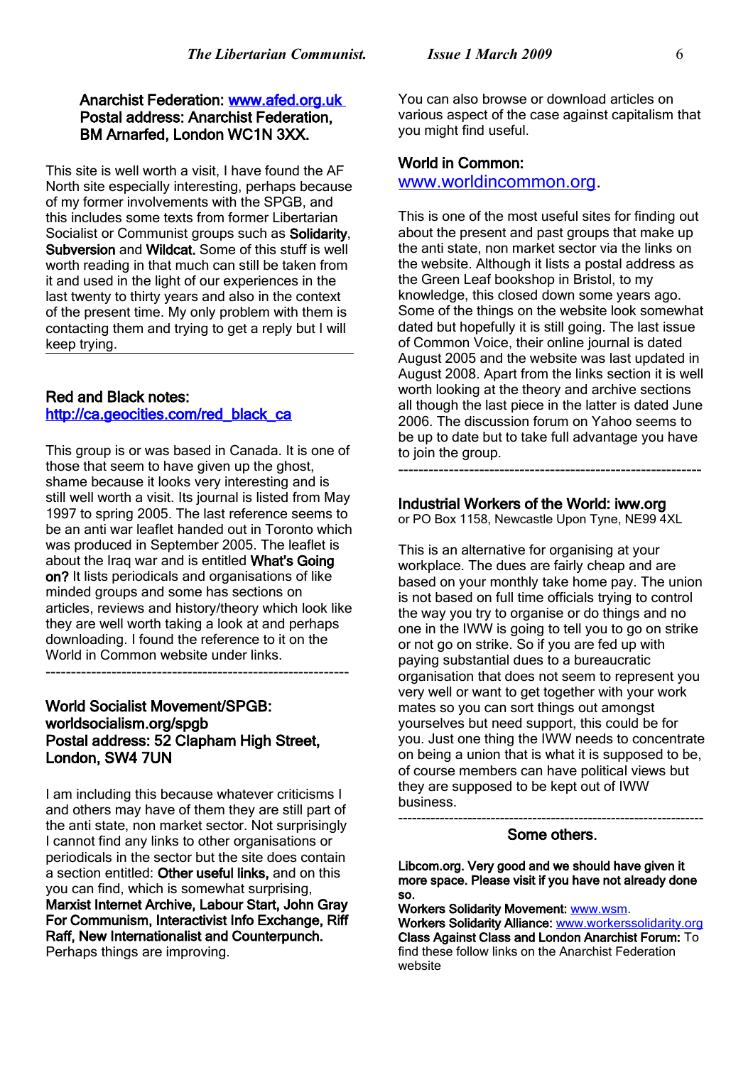**Anarchist Federation: www.afed.org.uk**
**Postal address: Anarchist Federation, BM Arnarfed, London WC1N 3XX.**

This site is well worth a visit, I have found the AF North site especially interesting, perhaps because of my former involvements with the SPGB, and this includes some texts from former Libertarian Socialist or Communist groups such as **Solidarity**, **Subversion** and **Wildcat.** Some of this stuff is well worth reading in that much can still be taken from it and used in the light of our experiences in the last twenty to thirty years and also in the context of the present time. My only problem with them is contacting them and trying to get a reply but I will keep trying.

---

**Red and Black notes: http://ca.geocities.com/red_black_ca**

This group is or was based in Canada. It is one of those that seem to have given up the ghost, shame because it looks very interesting and is still well worth a visit. Its journal is listed from May 1997 to spring 2005. The last reference seems to be an anti war leaflet handed out in Toronto which was produced in September 2005. The leaflet is about the Iraq war and is entitled **What's Going on?** It lists periodicals and organisations of like minded groups and some has sections on articles, reviews and history/theory which look like they are well worth taking a look at and perhaps downloading. I found the reference to it on the World in Common website under links.

---

**World Socialist Movement/SPGB: worldsocialism.org/spgb**
**Postal address: 52 Clapham High Street, London, SW4 7UN**

I am including this because whatever criticisms I and others may have of them they are still part of the anti state, non market sector. Not surprisingly I cannot find any links to other organisations or periodicals in the sector but the site does contain a section entitled: **Other useful links,** and on this you can find, which is somewhat surprising, **Marxist Internet Archive, Labour Start, John Gray For Communism, Interactivist Info Exchange, Riff Raff, New Internationalist and Counterpunch.** Perhaps things are improving.

You can also browse or download articles on various aspect of the case against capitalism that you might find useful.

**World in Common:**
www.worldincommon.org.

This is one of the most useful sites for finding out about the present and past groups that make up the anti state, non market sector via the links on the website. Although it lists a postal address as the Green Leaf bookshop in Bristol, to my knowledge, this closed down some years ago. Some of the things on the website look somewhat dated but hopefully it is still going. The last issue of Common Voice, their online journal is dated August 2005 and the website was last updated in August 2008. Apart from the links section it is well worth looking at the theory and archive sections all though the last piece in the latter is dated June 2006. The discussion forum on Yahoo seems to be up to date but to take full advantage you have to join the group.

---

**Industrial Workers of the World: iww.org**
or PO Box 1158, Newcastle Upon Tyne, NE99 4XL

This is an alternative for organising at your workplace. The dues are fairly cheap and are based on your monthly take home pay. The union is not based on full time officials trying to control the way you try to organise or do things and no one in the IWW is going to tell you to go on strike or not go on strike. So if you are fed up with paying substantial dues to a bureaucratic organisation that does not seem to represent you very well or want to get together with your work mates so you can sort things out amongst yourselves but need support, this could be for you. Just one thing the IWW needs to concentrate on being a union that is what it is supposed to be, of course members can have political views but they are supposed to be kept out of IWW business.

---

**Some others.**

**Libcom.org. Very good and we should have given it more space. Please visit if you have not already done so.**
**Workers Solidarity Movement:** www.wsm.
**Workers Solidarity Alliance:** www.workerssolidarity.org
**Class Against Class and London Anarchist Forum:** To find these follow links on the Anarchist Federation website